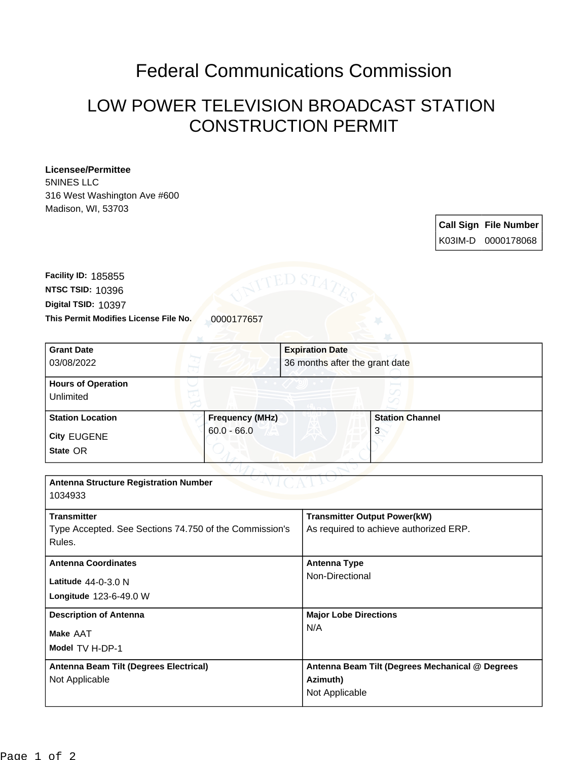# Federal Communications Commission

## LOW POWER TELEVISION BROADCAST STATION CONSTRUCTION PERMIT

**Licensee/Permittee**
5NINES LLC
316 West Washington Ave #600
Madison, WI, 53703

| Call Sign | File Number |
| --- | --- |
| K03IM-D | 0000178068 |

**Facility ID:** 185855
**NTSC TSID:** 10396
**Digital TSID:** 10397
**This Permit Modifies License File No.** 0000177657

| Grant Date | Expiration Date |
| --- | --- |
| 03/08/2022 | 36 months after the grant date |

| Hours of Operation |
| --- |
| Unlimited |

| Station Location | Frequency (MHz) | Station Channel |
| --- | --- | --- |
| City EUGENE<br>State OR | 60.0 - 66.0 | 3 |

| Antenna Structure Registration Number | |
| --- | --- |
| 1034933 | |
| **Transmitter**<br>Type Accepted. See Sections 74.750 of the Commission's Rules. | **Transmitter Output Power(kW)**<br>As required to achieve authorized ERP. |
| **Antenna Coordinates**<br>Latitude 44-0-3.0 N<br>Longitude 123-6-49.0 W | **Antenna Type**<br>Non-Directional |
| **Description of Antenna**<br>Make AAT<br>Model TV H-DP-1 | **Major Lobe Directions**<br>N/A |
| **Antenna Beam Tilt (Degrees Electrical)**<br>Not Applicable | **Antenna Beam Tilt (Degrees Mechanical @ Degrees Azimuth)**<br>Not Applicable |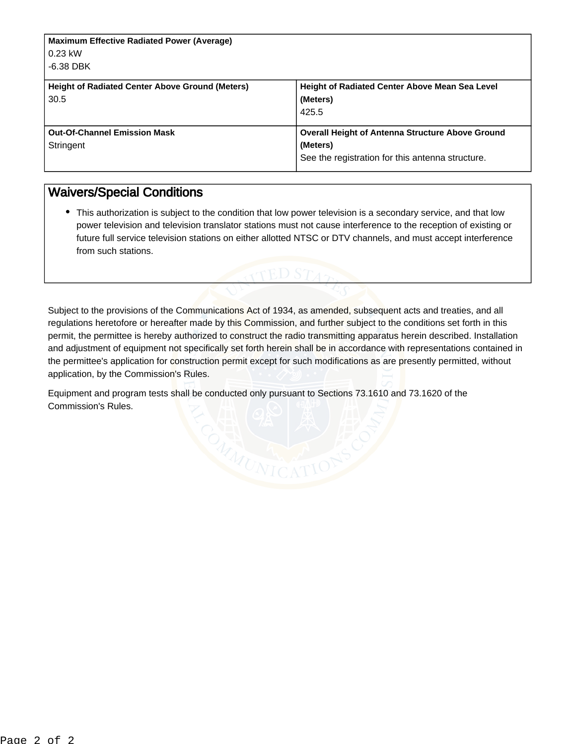| | |
|---|---|
| **Maximum Effective Radiated Power (Average)**<br>0.23 kW<br>-6.38 DBK | |
| **Height of Radiated Center Above Ground (Meters)**<br>30.5 | **Height of Radiated Center Above Mean Sea Level (Meters)**<br>425.5 |
| **Out-Of-Channel Emission Mask**<br>Stringent | **Overall Height of Antenna Structure Above Ground (Meters)**<br>See the registration for this antenna structure. |

## Waivers/Special Conditions

- This authorization is subject to the condition that low power television is a secondary service, and that low power television and television translator stations must not cause interference to the reception of existing or future full service television stations on either allotted NTSC or DTV channels, and must accept interference from such stations.

Subject to the provisions of the Communications Act of 1934, as amended, subsequent acts and treaties, and all regulations heretofore or hereafter made by this Commission, and further subject to the conditions set forth in this permit, the permittee is hereby authorized to construct the radio transmitting apparatus herein described. Installation and adjustment of equipment not specifically set forth herein shall be in accordance with representations contained in the permittee's application for construction permit except for such modifications as are presently permitted, without application, by the Commission's Rules.

Equipment and program tests shall be conducted only pursuant to Sections 73.1610 and 73.1620 of the Commission's Rules.